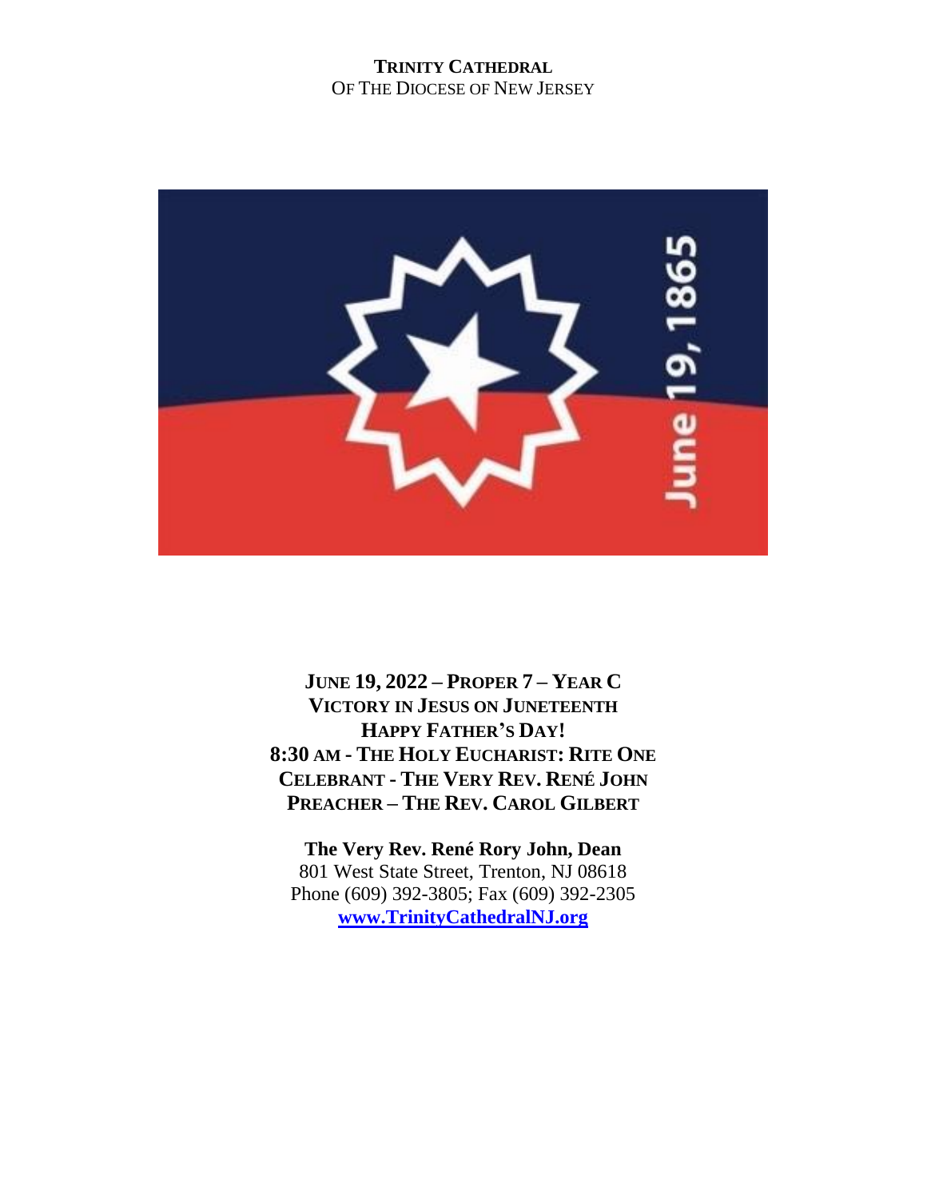**TRINITY CATHEDRAL**
OF THE DIOCESE OF NEW JERSEY

**JUNE 19, 2022 – PROPER 7 – YEAR C**
**VICTORY IN JESUS ON JUNETEENTH**
**HAPPY FATHER'S DAY!**
**8:30 AM - THE HOLY EUCHARIST: RITE ONE**
**CELEBRANT - THE VERY REV. RENÉ JOHN**
**PREACHER – THE REV. CAROL GILBERT**

**The Very Rev. René Rory John, Dean**
801 West State Street, Trenton, NJ 08618
Phone (609) 392-3805; Fax (609) 392-2305
**www.TrinityCathedralNJ.org**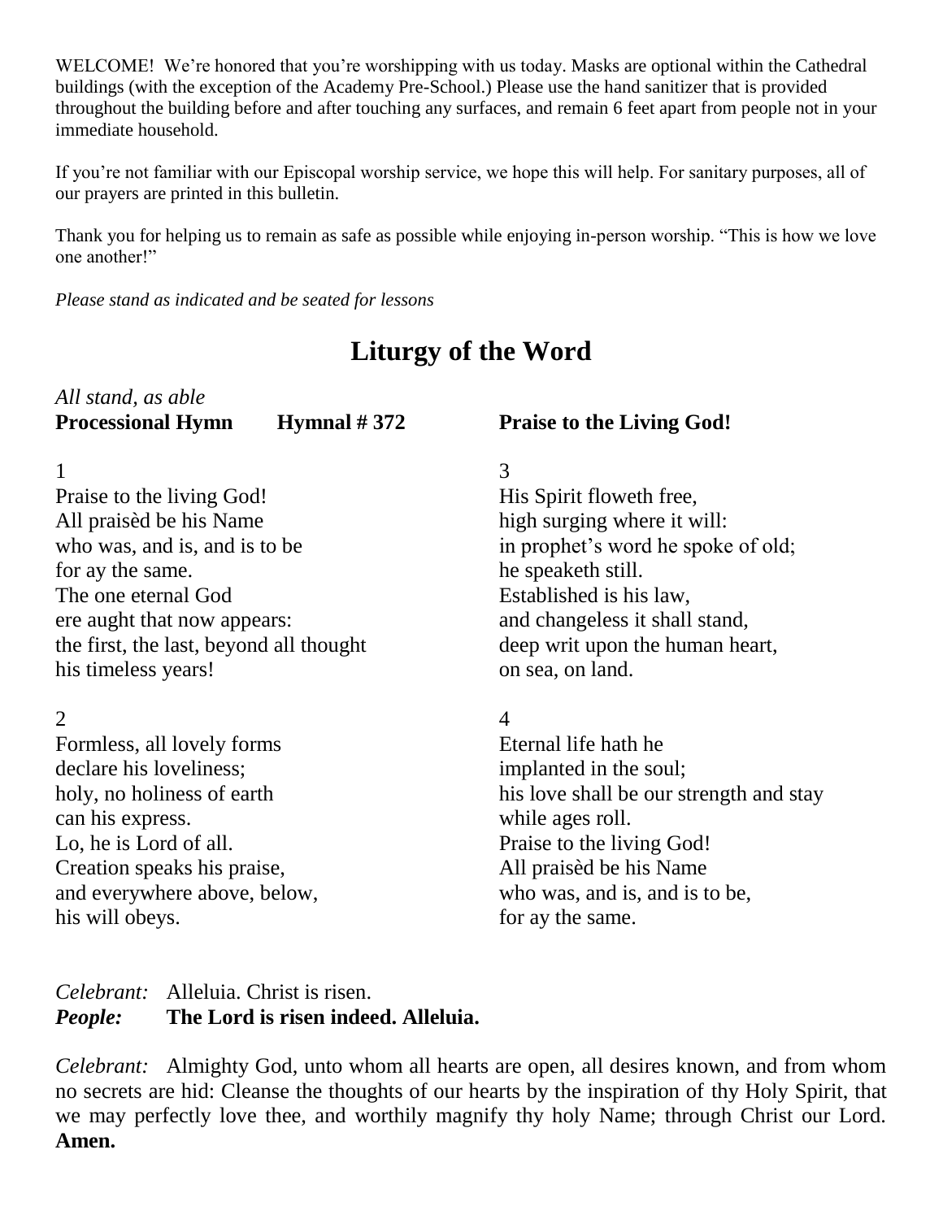WELCOME! We're honored that you're worshipping with us today. Masks are optional within the Cathedral buildings (with the exception of the Academy Pre-School.) Please use the hand sanitizer that is provided throughout the building before and after touching any surfaces, and remain 6 feet apart from people not in your immediate household.

If you're not familiar with our Episcopal worship service, we hope this will help. For sanitary purposes, all of our prayers are printed in this bulletin.

Thank you for helping us to remain as safe as possible while enjoying in-person worship. "This is how we love one another!"

*Please stand as indicated and be seated for lessons*

# Liturgy of the Word

*All stand, as able*

**Processional Hymn    Hymnal # 372    Praise to the Living God!**

1

Praise to the living God!
All praisèd be his Name
who was, and is, and is to be
for ay the same.
The one eternal God
ere aught that now appears:
the first, the last, beyond all thought
his timeless years!

2

Formless, all lovely forms
declare his loveliness;
holy, no holiness of earth
can his express.
Lo, he is Lord of all.
Creation speaks his praise,
and everywhere above, below,
his will obeys.

3

His Spirit floweth free,
high surging where it will:
in prophet's word he spoke of old;
he speaketh still.
Established is his law,
and changeless it shall stand,
deep writ upon the human heart,
on sea, on land.

4

Eternal life hath he
implanted in the soul;
his love shall be our strength and stay
while ages roll.
Praise to the living God!
All praisèd be his Name
who was, and is, and is to be,
for ay the same.

*Celebrant:* Alleluia. Christ is risen.
***People:*** **The Lord is risen indeed. Alleluia.**

*Celebrant:* Almighty God, unto whom all hearts are open, all desires known, and from whom no secrets are hid: Cleanse the thoughts of our hearts by the inspiration of thy Holy Spirit, that we may perfectly love thee, and worthily magnify thy holy Name; through Christ our Lord. **Amen.**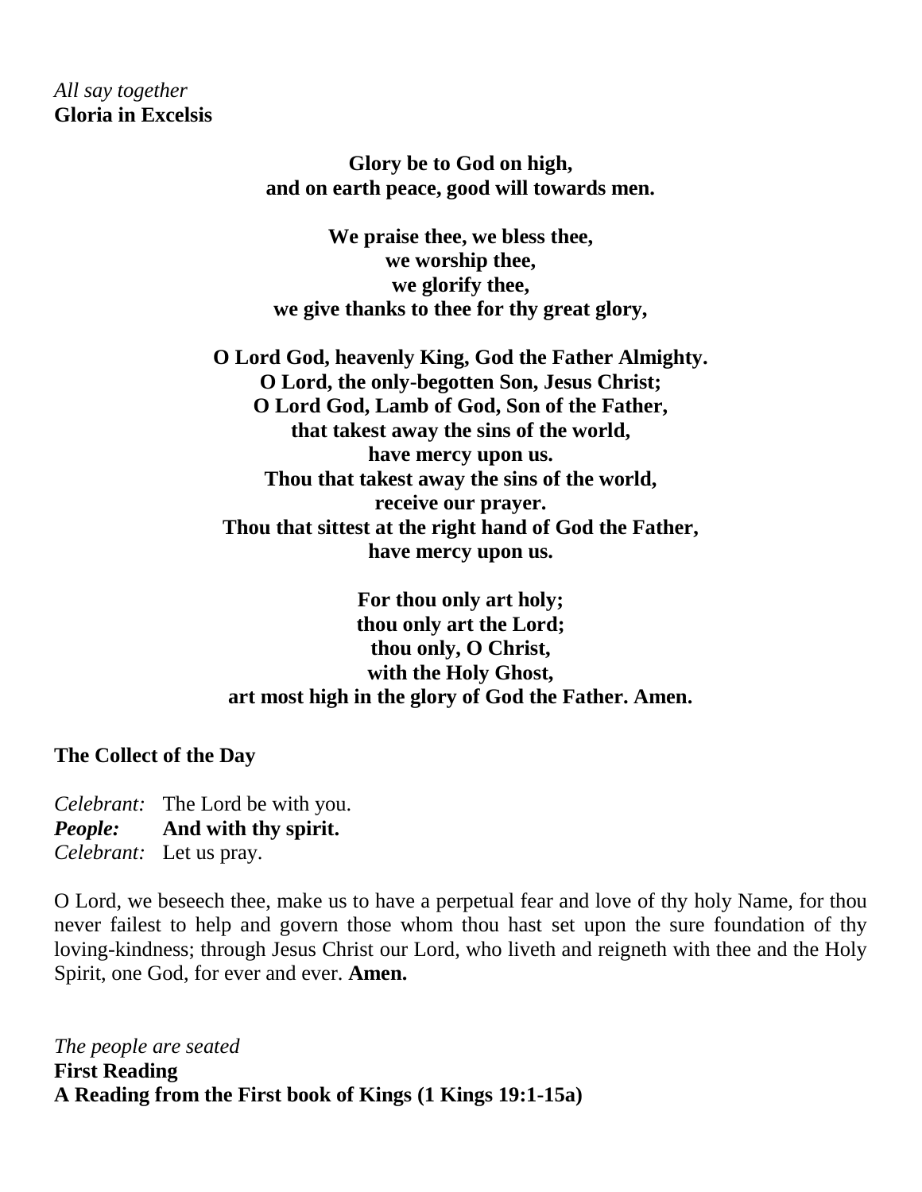*All say together*
**Gloria in Excelsis**

**Glory be to God on high,**
**and on earth peace, good will towards men.**

**We praise thee, we bless thee,**
**we worship thee,**
**we glorify thee,**
**we give thanks to thee for thy great glory,**

**O Lord God, heavenly King, God the Father Almighty.**
**O Lord, the only-begotten Son, Jesus Christ;**
**O Lord God, Lamb of God, Son of the Father,**
**that takest away the sins of the world,**
**have mercy upon us.**
**Thou that takest away the sins of the world,**
**receive our prayer.**
**Thou that sittest at the right hand of God the Father,**
**have mercy upon us.**

**For thou only art holy;**
**thou only art the Lord;**
**thou only, O Christ,**
**with the Holy Ghost,**
**art most high in the glory of God the Father. Amen.**

**The Collect of the Day**

*Celebrant:* The Lord be with you.
***People:*** **And with thy spirit.**
*Celebrant:* Let us pray.

O Lord, we beseech thee, make us to have a perpetual fear and love of thy holy Name, for thou never failest to help and govern those whom thou hast set upon the sure foundation of thy loving-kindness; through Jesus Christ our Lord, who liveth and reigneth with thee and the Holy Spirit, one God, for ever and ever. **Amen.**

*The people are seated*
**First Reading**
**A Reading from the First book of Kings (1 Kings 19:1-15a)**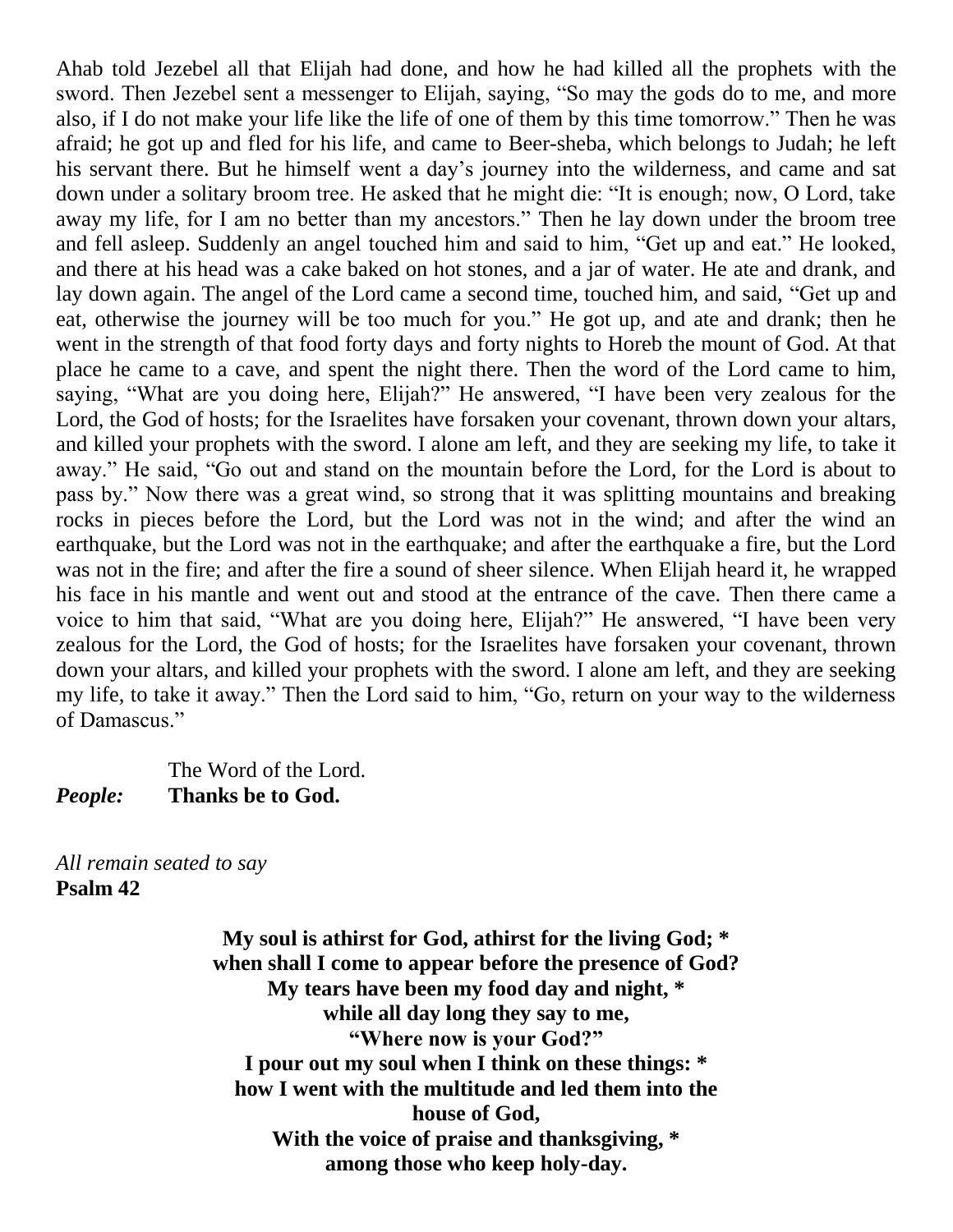Ahab told Jezebel all that Elijah had done, and how he had killed all the prophets with the sword. Then Jezebel sent a messenger to Elijah, saying, "So may the gods do to me, and more also, if I do not make your life like the life of one of them by this time tomorrow." Then he was afraid; he got up and fled for his life, and came to Beer-sheba, which belongs to Judah; he left his servant there. But he himself went a day's journey into the wilderness, and came and sat down under a solitary broom tree. He asked that he might die: "It is enough; now, O Lord, take away my life, for I am no better than my ancestors." Then he lay down under the broom tree and fell asleep. Suddenly an angel touched him and said to him, "Get up and eat." He looked, and there at his head was a cake baked on hot stones, and a jar of water. He ate and drank, and lay down again. The angel of the Lord came a second time, touched him, and said, "Get up and eat, otherwise the journey will be too much for you." He got up, and ate and drank; then he went in the strength of that food forty days and forty nights to Horeb the mount of God. At that place he came to a cave, and spent the night there. Then the word of the Lord came to him, saying, "What are you doing here, Elijah?" He answered, "I have been very zealous for the Lord, the God of hosts; for the Israelites have forsaken your covenant, thrown down your altars, and killed your prophets with the sword. I alone am left, and they are seeking my life, to take it away." He said, "Go out and stand on the mountain before the Lord, for the Lord is about to pass by." Now there was a great wind, so strong that it was splitting mountains and breaking rocks in pieces before the Lord, but the Lord was not in the wind; and after the wind an earthquake, but the Lord was not in the earthquake; and after the earthquake a fire, but the Lord was not in the fire; and after the fire a sound of sheer silence. When Elijah heard it, he wrapped his face in his mantle and went out and stood at the entrance of the cave. Then there came a voice to him that said, "What are you doing here, Elijah?" He answered, "I have been very zealous for the Lord, the God of hosts; for the Israelites have forsaken your covenant, thrown down your altars, and killed your prophets with the sword. I alone am left, and they are seeking my life, to take it away." Then the Lord said to him, "Go, return on your way to the wilderness of Damascus."

The Word of the Lord.
***People:*** **Thanks be to God.**

*All remain seated to say*
**Psalm 42**

**My soul is athirst for God, athirst for the living God; \***
**when shall I come to appear before the presence of God?**
**My tears have been my food day and night, \***
**while all day long they say to me,**
**"Where now is your God?"**
**I pour out my soul when I think on these things: \***
**how I went with the multitude and led them into the house of God,**
**With the voice of praise and thanksgiving, \***
**among those who keep holy-day.**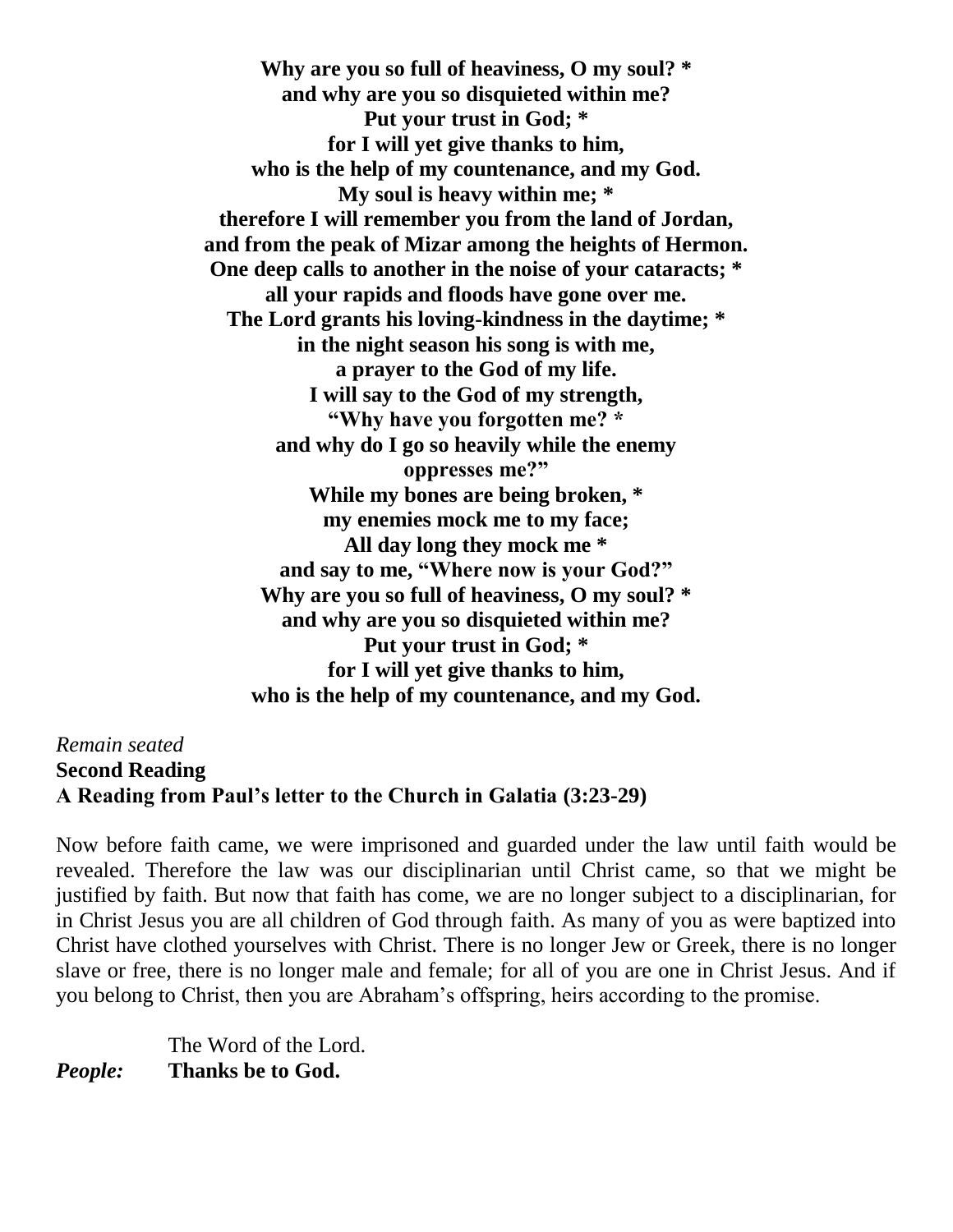**Why are you so full of heaviness, O my soul? ***
**and why are you so disquieted within me?**
**Put your trust in God; ***
**for I will yet give thanks to him,**
**who is the help of my countenance, and my God.**
**My soul is heavy within me; ***
**therefore I will remember you from the land of Jordan,**
**and from the peak of Mizar among the heights of Hermon.**
**One deep calls to another in the noise of your cataracts; ***
**all your rapids and floods have gone over me.**
**The Lord grants his loving-kindness in the daytime; ***
**in the night season his song is with me,**
**a prayer to the God of my life.**
**I will say to the God of my strength,**
**"Why have you forgotten me? ***
**and why do I go so heavily while the enemy oppresses me?"**
**While my bones are being broken, ***
**my enemies mock me to my face;**
**All day long they mock me ***
**and say to me, "Where now is your God?"**
**Why are you so full of heaviness, O my soul? ***
**and why are you so disquieted within me?**
**Put your trust in God; ***
**for I will yet give thanks to him,**
**who is the help of my countenance, and my God.**

*Remain seated*

**Second Reading**

**A Reading from Paul's letter to the Church in Galatia (3:23-29)**

Now before faith came, we were imprisoned and guarded under the law until faith would be revealed. Therefore the law was our disciplinarian until Christ came, so that we might be justified by faith. But now that faith has come, we are no longer subject to a disciplinarian, for in Christ Jesus you are all children of God through faith. As many of you as were baptized into Christ have clothed yourselves with Christ. There is no longer Jew or Greek, there is no longer slave or free, there is no longer male and female; for all of you are one in Christ Jesus. And if you belong to Christ, then you are Abraham's offspring, heirs according to the promise.

The Word of the Lord.
***People:*** **Thanks be to God.**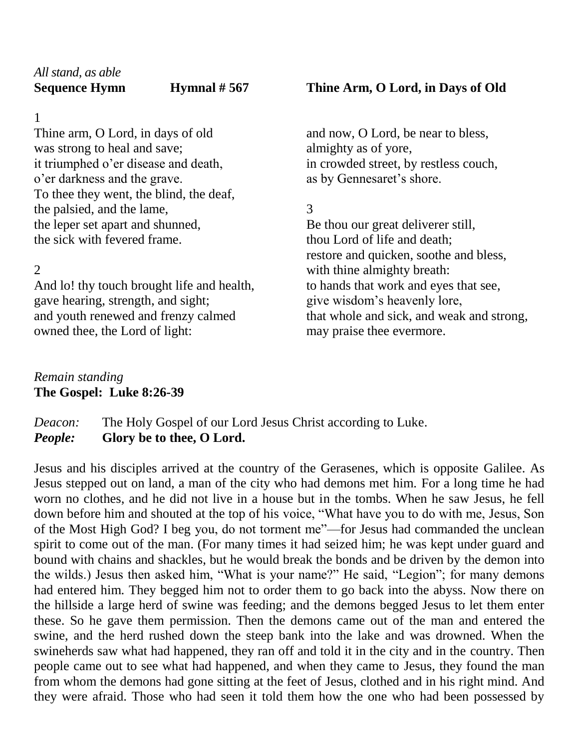*All stand, as able*

**Sequence Hymn Hymnal # 567 Thine Arm, O Lord, in Days of Old**

1
Thine arm, O Lord, in days of old
was strong to heal and save;
it triumphed o'er disease and death,
o'er darkness and the grave.
To thee they went, the blind, the deaf,
the palsied, and the lame,
the leper set apart and shunned,
the sick with fevered frame.

2
And lo! thy touch brought life and health,
gave hearing, strength, and sight;
and youth renewed and frenzy calmed
owned thee, the Lord of light:
and now, O Lord, be near to bless,
almighty as of yore,
in crowded street, by restless couch,
as by Gennesaret's shore.

3
Be thou our great deliverer still,
thou Lord of life and death;
restore and quicken, soothe and bless,
with thine almighty breath:
to hands that work and eyes that see,
give wisdom's heavenly lore,
that whole and sick, and weak and strong,
may praise thee evermore.

*Remain standing*

**The Gospel: Luke 8:26-39**

*Deacon:* The Holy Gospel of our Lord Jesus Christ according to Luke.
***People:*** **Glory be to thee, O Lord.**

Jesus and his disciples arrived at the country of the Gerasenes, which is opposite Galilee. As Jesus stepped out on land, a man of the city who had demons met him. For a long time he had worn no clothes, and he did not live in a house but in the tombs. When he saw Jesus, he fell down before him and shouted at the top of his voice, "What have you to do with me, Jesus, Son of the Most High God? I beg you, do not torment me"—for Jesus had commanded the unclean spirit to come out of the man. (For many times it had seized him; he was kept under guard and bound with chains and shackles, but he would break the bonds and be driven by the demon into the wilds.) Jesus then asked him, "What is your name?" He said, "Legion"; for many demons had entered him. They begged him not to order them to go back into the abyss. Now there on the hillside a large herd of swine was feeding; and the demons begged Jesus to let them enter these. So he gave them permission. Then the demons came out of the man and entered the swine, and the herd rushed down the steep bank into the lake and was drowned. When the swineherds saw what had happened, they ran off and told it in the city and in the country. Then people came out to see what had happened, and when they came to Jesus, they found the man from whom the demons had gone sitting at the feet of Jesus, clothed and in his right mind. And they were afraid. Those who had seen it told them how the one who had been possessed by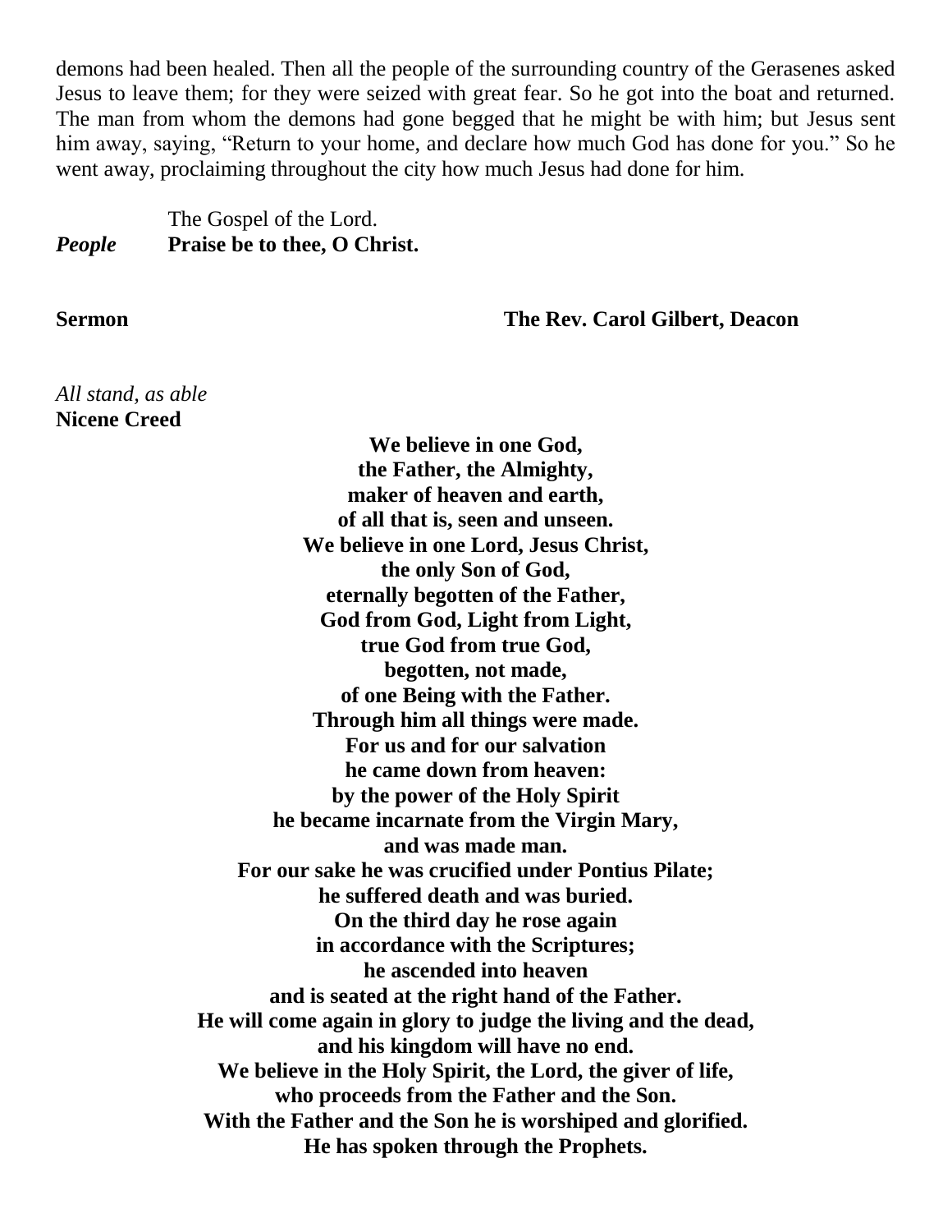demons had been healed. Then all the people of the surrounding country of the Gerasenes asked Jesus to leave them; for they were seized with great fear. So he got into the boat and returned. The man from whom the demons had gone begged that he might be with him; but Jesus sent him away, saying, "Return to your home, and declare how much God has done for you." So he went away, proclaiming throughout the city how much Jesus had done for him.

The Gospel of the Lord.
***People*** **Praise be to thee, O Christ.**

**Sermon** **The Rev. Carol Gilbert, Deacon**

*All stand, as able*
**Nicene Creed**

**We believe in one God,**
**the Father, the Almighty,**
**maker of heaven and earth,**
**of all that is, seen and unseen.**
**We believe in one Lord, Jesus Christ,**
**the only Son of God,**
**eternally begotten of the Father,**
**God from God, Light from Light,**
**true God from true God,**
**begotten, not made,**
**of one Being with the Father.**
**Through him all things were made.**
**For us and for our salvation**
**he came down from heaven:**
**by the power of the Holy Spirit**
**he became incarnate from the Virgin Mary,**
**and was made man.**
**For our sake he was crucified under Pontius Pilate;**
**he suffered death and was buried.**
**On the third day he rose again**
**in accordance with the Scriptures;**
**he ascended into heaven**
**and is seated at the right hand of the Father.**
**He will come again in glory to judge the living and the dead,**
**and his kingdom will have no end.**
**We believe in the Holy Spirit, the Lord, the giver of life,**
**who proceeds from the Father and the Son.**
**With the Father and the Son he is worshiped and glorified.**
**He has spoken through the Prophets.**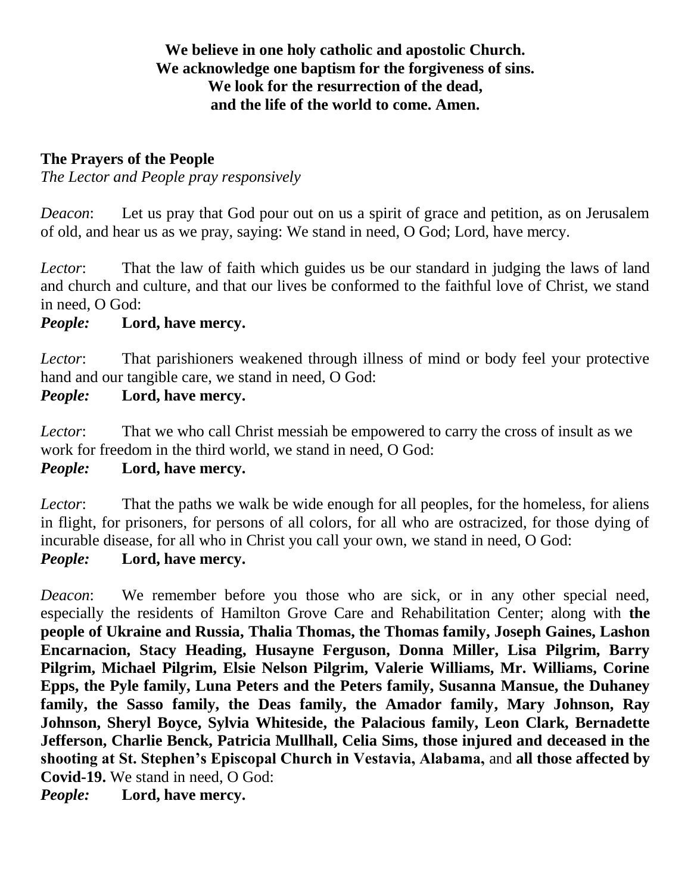**We believe in one holy catholic and apostolic Church.**
**We acknowledge one baptism for the forgiveness of sins.**
**We look for the resurrection of the dead,**
**and the life of the world to come. Amen.**

## The Prayers of the People

*The Lector and People pray responsively*

*Deacon*: Let us pray that God pour out on us a spirit of grace and petition, as on Jerusalem of old, and hear us as we pray, saying: We stand in need, O God; Lord, have mercy.

*Lector*: That the law of faith which guides us be our standard in judging the laws of land and church and culture, and that our lives be conformed to the faithful love of Christ, we stand in need, O God:

***People:*** **Lord, have mercy.**

*Lector*: That parishioners weakened through illness of mind or body feel your protective hand and our tangible care, we stand in need, O God:

***People:*** **Lord, have mercy.**

*Lector*: That we who call Christ messiah be empowered to carry the cross of insult as we work for freedom in the third world, we stand in need, O God:

***People:*** **Lord, have mercy.**

*Lector*: That the paths we walk be wide enough for all peoples, for the homeless, for aliens in flight, for prisoners, for persons of all colors, for all who are ostracized, for those dying of incurable disease, for all who in Christ you call your own, we stand in need, O God:

***People:*** **Lord, have mercy.**

*Deacon*: We remember before you those who are sick, or in any other special need, especially the residents of Hamilton Grove Care and Rehabilitation Center; along with **the people of Ukraine and Russia, Thalia Thomas, the Thomas family, Joseph Gaines, Lashon Encarnacion, Stacy Heading, Husayne Ferguson, Donna Miller, Lisa Pilgrim, Barry Pilgrim, Michael Pilgrim, Elsie Nelson Pilgrim, Valerie Williams, Mr. Williams, Corine Epps, the Pyle family, Luna Peters and the Peters family, Susanna Mansue, the Duhaney family, the Sasso family, the Deas family, the Amador family, Mary Johnson, Ray Johnson, Sheryl Boyce, Sylvia Whiteside, the Palacious family, Leon Clark, Bernadette Jefferson, Charlie Benck, Patricia Mullhall, Celia Sims, those injured and deceased in the shooting at St. Stephen's Episcopal Church in Vestavia, Alabama,** and **all those affected by Covid-19.** We stand in need, O God:

***People:*** **Lord, have mercy.**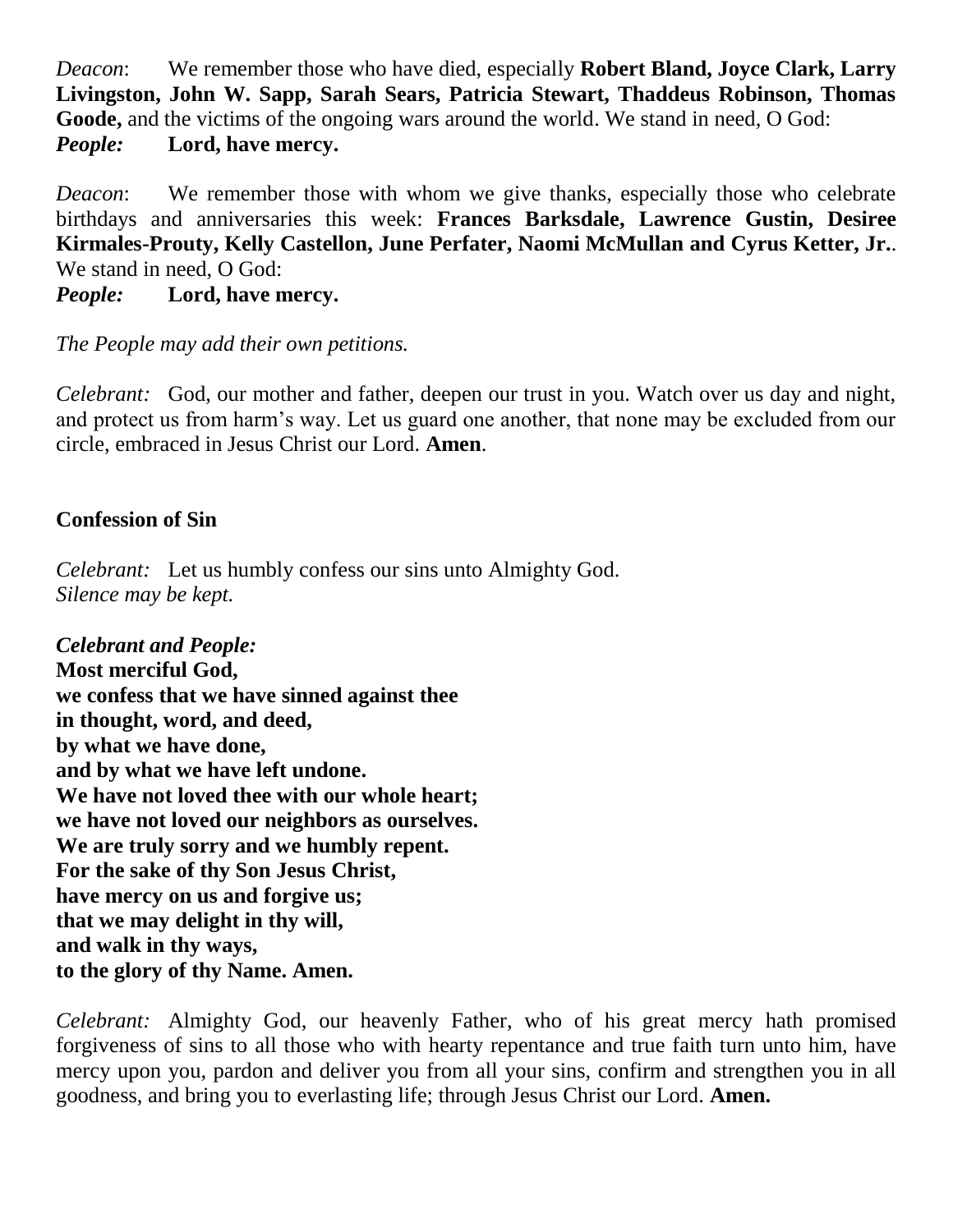*Deacon*: We remember those who have died, especially **Robert Bland, Joyce Clark, Larry Livingston, John W. Sapp, Sarah Sears, Patricia Stewart, Thaddeus Robinson, Thomas Goode,** and the victims of the ongoing wars around the world. We stand in need, O God:
***People:*** **Lord, have mercy.**

*Deacon*: We remember those with whom we give thanks, especially those who celebrate birthdays and anniversaries this week: **Frances Barksdale, Lawrence Gustin, Desiree Kirmales-Prouty, Kelly Castellon, June Perfater, Naomi McMullan and Cyrus Ketter, Jr.**. We stand in need, O God:
***People:*** **Lord, have mercy.**

*The People may add their own petitions.*

*Celebrant:* God, our mother and father, deepen our trust in you. Watch over us day and night, and protect us from harm's way. Let us guard one another, that none may be excluded from our circle, embraced in Jesus Christ our Lord. **Amen**.

**Confession of Sin**

*Celebrant:* Let us humbly confess our sins unto Almighty God.
*Silence may be kept.*

***Celebrant and People:***
**Most merciful God,**
**we confess that we have sinned against thee**
**in thought, word, and deed,**
**by what we have done,**
**and by what we have left undone.**
**We have not loved thee with our whole heart;**
**we have not loved our neighbors as ourselves.**
**We are truly sorry and we humbly repent.**
**For the sake of thy Son Jesus Christ,**
**have mercy on us and forgive us;**
**that we may delight in thy will,**
**and walk in thy ways,**
**to the glory of thy Name. Amen.**

*Celebrant:* Almighty God, our heavenly Father, who of his great mercy hath promised forgiveness of sins to all those who with hearty repentance and true faith turn unto him, have mercy upon you, pardon and deliver you from all your sins, confirm and strengthen you in all goodness, and bring you to everlasting life; through Jesus Christ our Lord. **Amen.**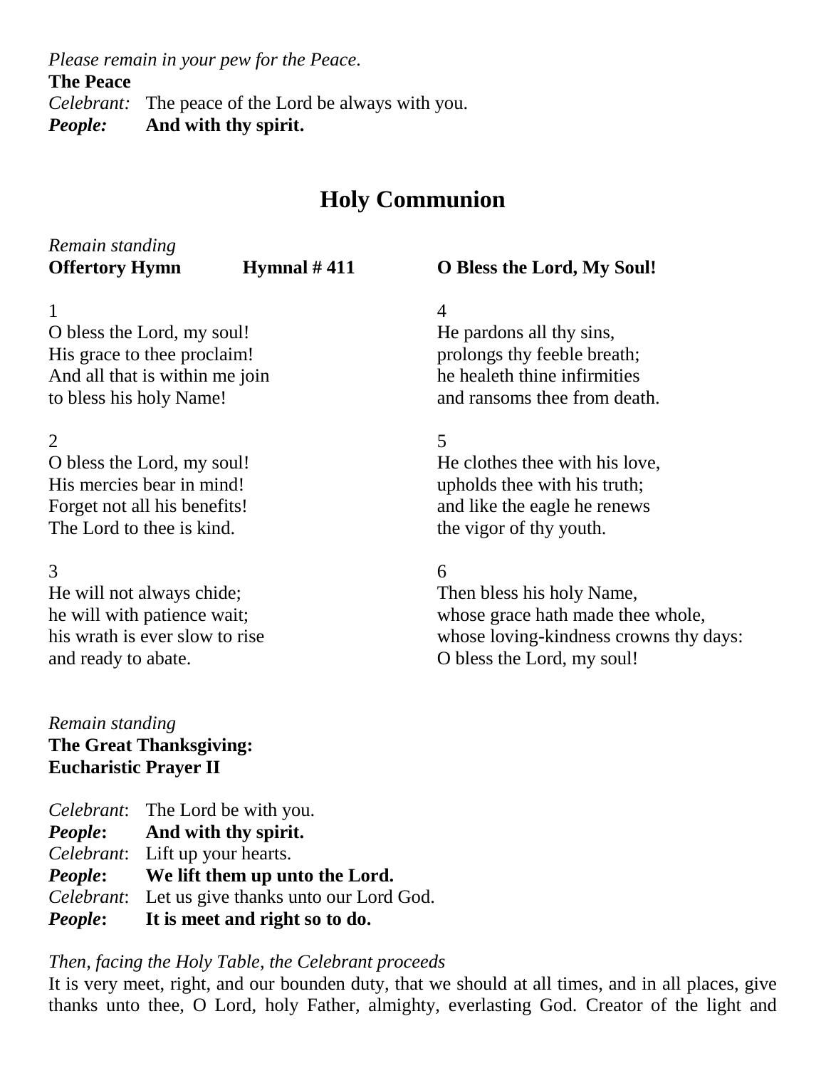*Please remain in your pew for the Peace.*

**The Peace**

*Celebrant:* The peace of the Lord be always with you.
***People:*** **And with thy spirit.**

## Holy Communion

*Remain standing*

**Offertory Hymn** **Hymnal # 411** **O Bless the Lord, My Soul!**

1
O bless the Lord, my soul!
His grace to thee proclaim!
And all that is within me join
to bless his holy Name!

2
O bless the Lord, my soul!
His mercies bear in mind!
Forget not all his benefits!
The Lord to thee is kind.

3
He will not always chide;
he will with patience wait;
his wrath is ever slow to rise
and ready to abate.

4
He pardons all thy sins,
prolongs thy feeble breath;
he healeth thine infirmities
and ransoms thee from death.

5
He clothes thee with his love,
upholds thee with his truth;
and like the eagle he renews
the vigor of thy youth.

6
Then bless his holy Name,
whose grace hath made thee whole,
whose loving-kindness crowns thy days:
O bless the Lord, my soul!

*Remain standing*

**The Great Thanksgiving:**
**Eucharistic Prayer II**

*Celebrant*: The Lord be with you.
***People*:** **And with thy spirit.**
*Celebrant*: Lift up your hearts.
***People*:** **We lift them up unto the Lord.**
*Celebrant*: Let us give thanks unto our Lord God.
***People*:** **It is meet and right so to do.**

*Then, facing the Holy Table, the Celebrant proceeds*

It is very meet, right, and our bounden duty, that we should at all times, and in all places, give thanks unto thee, O Lord, holy Father, almighty, everlasting God. Creator of the light and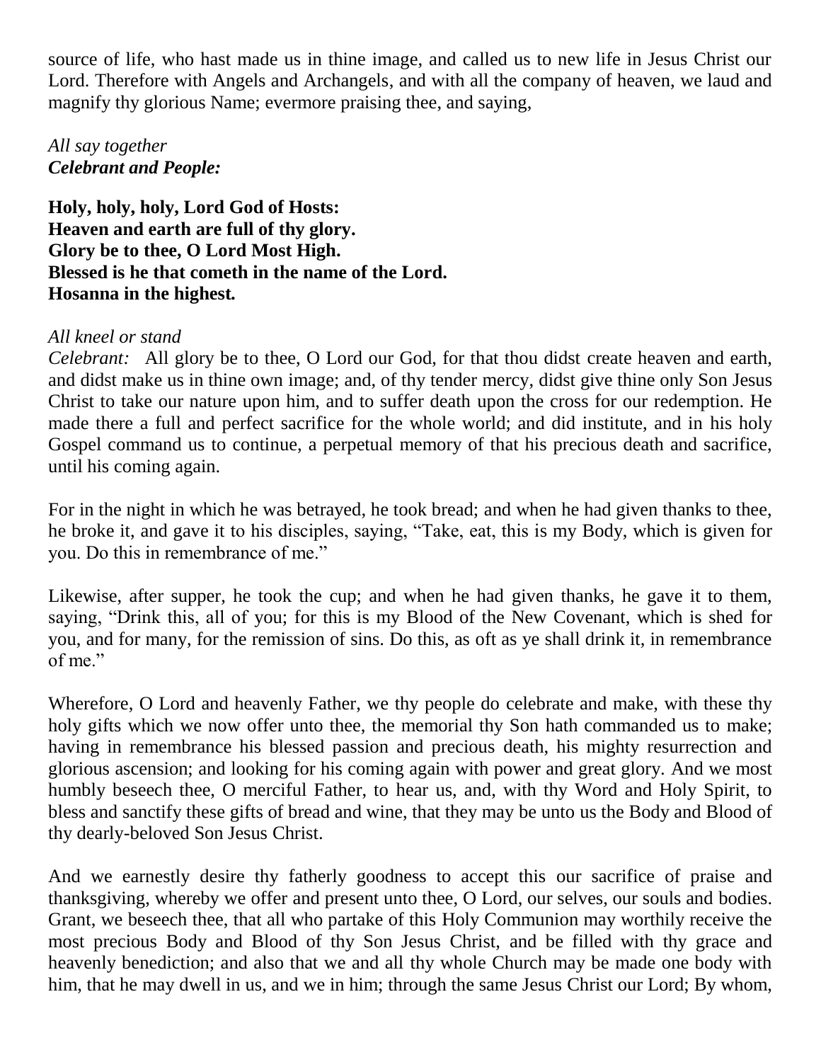source of life, who hast made us in thine image, and called us to new life in Jesus Christ our Lord. Therefore with Angels and Archangels, and with all the company of heaven, we laud and magnify thy glorious Name; evermore praising thee, and saying,

*All say together*
***Celebrant and People:***

**Holy, holy, holy, Lord God of Hosts:**
**Heaven and earth are full of thy glory.**
**Glory be to thee, O Lord Most High.**
**Blessed is he that cometh in the name of the Lord.**
**Hosanna in the highest.**

*All kneel or stand*
*Celebrant:* All glory be to thee, O Lord our God, for that thou didst create heaven and earth, and didst make us in thine own image; and, of thy tender mercy, didst give thine only Son Jesus Christ to take our nature upon him, and to suffer death upon the cross for our redemption. He made there a full and perfect sacrifice for the whole world; and did institute, and in his holy Gospel command us to continue, a perpetual memory of that his precious death and sacrifice, until his coming again.

For in the night in which he was betrayed, he took bread; and when he had given thanks to thee, he broke it, and gave it to his disciples, saying, "Take, eat, this is my Body, which is given for you. Do this in remembrance of me."

Likewise, after supper, he took the cup; and when he had given thanks, he gave it to them, saying, "Drink this, all of you; for this is my Blood of the New Covenant, which is shed for you, and for many, for the remission of sins. Do this, as oft as ye shall drink it, in remembrance of me."

Wherefore, O Lord and heavenly Father, we thy people do celebrate and make, with these thy holy gifts which we now offer unto thee, the memorial thy Son hath commanded us to make; having in remembrance his blessed passion and precious death, his mighty resurrection and glorious ascension; and looking for his coming again with power and great glory. And we most humbly beseech thee, O merciful Father, to hear us, and, with thy Word and Holy Spirit, to bless and sanctify these gifts of bread and wine, that they may be unto us the Body and Blood of thy dearly-beloved Son Jesus Christ.

And we earnestly desire thy fatherly goodness to accept this our sacrifice of praise and thanksgiving, whereby we offer and present unto thee, O Lord, our selves, our souls and bodies. Grant, we beseech thee, that all who partake of this Holy Communion may worthily receive the most precious Body and Blood of thy Son Jesus Christ, and be filled with thy grace and heavenly benediction; and also that we and all thy whole Church may be made one body with him, that he may dwell in us, and we in him; through the same Jesus Christ our Lord; By whom,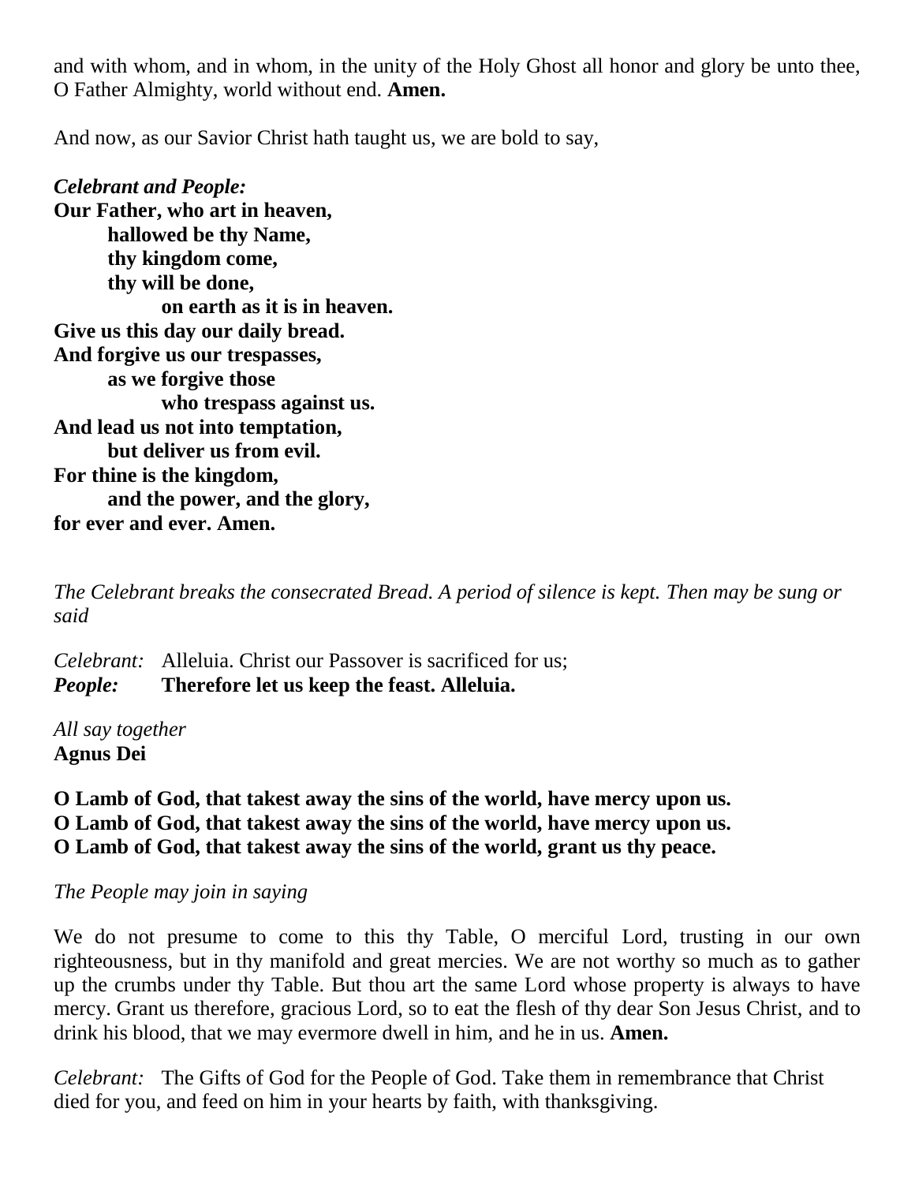and with whom, and in whom, in the unity of the Holy Ghost all honor and glory be unto thee, O Father Almighty, world without end. **Amen.**

And now, as our Savior Christ hath taught us, we are bold to say,

***Celebrant and People:***
**Our Father, who art in heaven,**
**hallowed be thy Name,**
**thy kingdom come,**
**thy will be done,**
**on earth as it is in heaven.**
**Give us this day our daily bread.**
**And forgive us our trespasses,**
**as we forgive those**
**who trespass against us.**
**And lead us not into temptation,**
**but deliver us from evil.**
**For thine is the kingdom,**
**and the power, and the glory,**
**for ever and ever. Amen.**

*The Celebrant breaks the consecrated Bread. A period of silence is kept. Then may be sung or said*

*Celebrant:* Alleluia. Christ our Passover is sacrificed for us;
***People:*** **Therefore let us keep the feast. Alleluia.**

*All say together*
**Agnus Dei**

**O Lamb of God, that takest away the sins of the world, have mercy upon us.**
**O Lamb of God, that takest away the sins of the world, have mercy upon us.**
**O Lamb of God, that takest away the sins of the world, grant us thy peace.**

*The People may join in saying*

We do not presume to come to this thy Table, O merciful Lord, trusting in our own righteousness, but in thy manifold and great mercies. We are not worthy so much as to gather up the crumbs under thy Table. But thou art the same Lord whose property is always to have mercy. Grant us therefore, gracious Lord, so to eat the flesh of thy dear Son Jesus Christ, and to drink his blood, that we may evermore dwell in him, and he in us. **Amen.**

*Celebrant:* The Gifts of God for the People of God. Take them in remembrance that Christ died for you, and feed on him in your hearts by faith, with thanksgiving.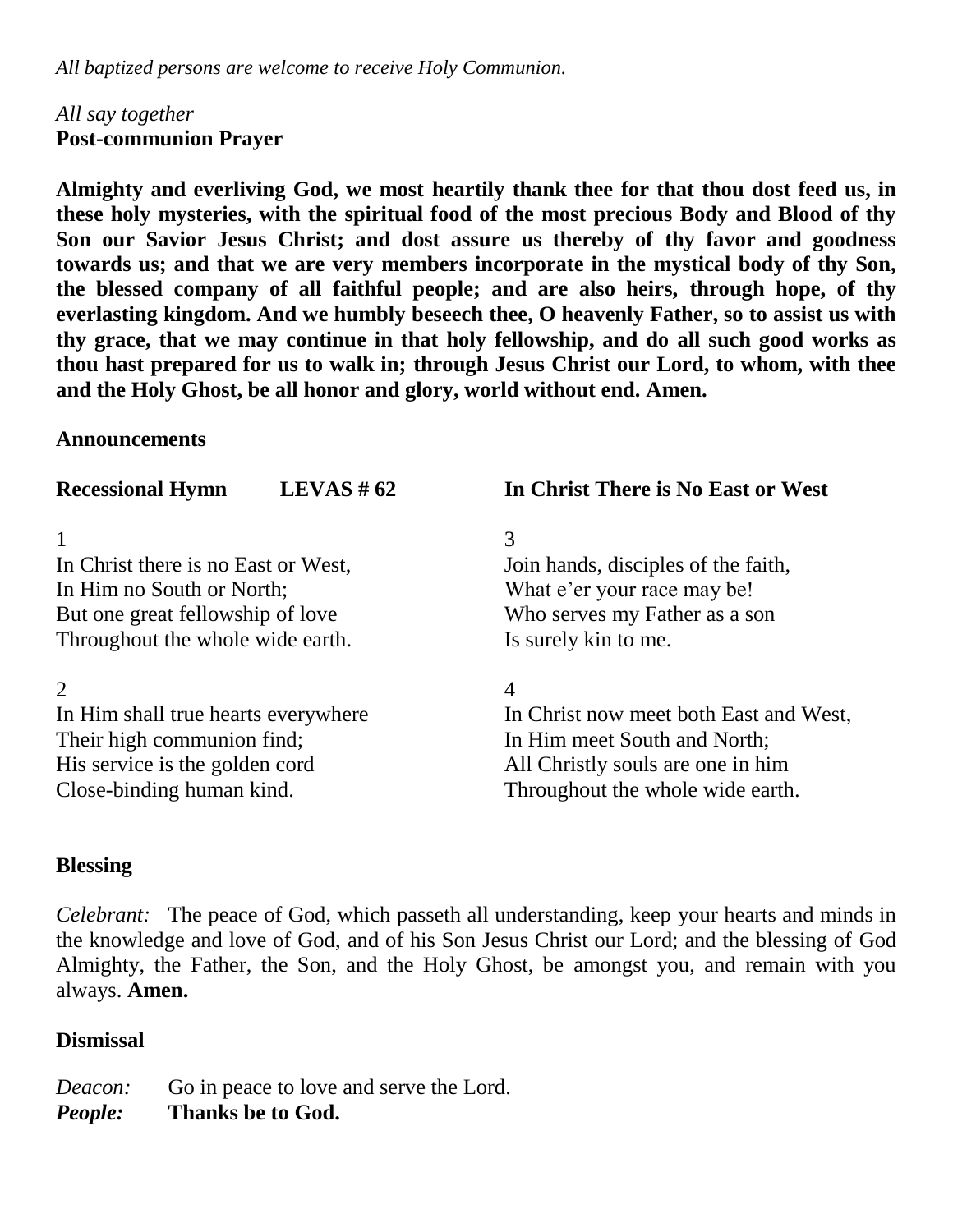*All baptized persons are welcome to receive Holy Communion.*

*All say together*
**Post-communion Prayer**

**Almighty and everliving God, we most heartily thank thee for that thou dost feed us, in these holy mysteries, with the spiritual food of the most precious Body and Blood of thy Son our Savior Jesus Christ; and dost assure us thereby of thy favor and goodness towards us; and that we are very members incorporate in the mystical body of thy Son, the blessed company of all faithful people; and are also heirs, through hope, of thy everlasting kingdom. And we humbly beseech thee, O heavenly Father, so to assist us with thy grace, that we may continue in that holy fellowship, and do all such good works as thou hast prepared for us to walk in; through Jesus Christ our Lord, to whom, with thee and the Holy Ghost, be all honor and glory, world without end. Amen.**

**Announcements**

**Recessional Hymn LEVAS # 62 In Christ There is No East or West**

1
In Christ there is no East or West,
In Him no South or North;
But one great fellowship of love
Throughout the whole wide earth.

2
In Him shall true hearts everywhere
Their high communion find;
His service is the golden cord
Close-binding human kind.

3
Join hands, disciples of the faith,
What e'er your race may be!
Who serves my Father as a son
Is surely kin to me.

4
In Christ now meet both East and West,
In Him meet South and North;
All Christly souls are one in him
Throughout the whole wide earth.

**Blessing**

*Celebrant:* The peace of God, which passeth all understanding, keep your hearts and minds in the knowledge and love of God, and of his Son Jesus Christ our Lord; and the blessing of God Almighty, the Father, the Son, and the Holy Ghost, be amongst you, and remain with you always. **Amen.**

**Dismissal**

*Deacon:* Go in peace to love and serve the Lord.
***People:*** **Thanks be to God.**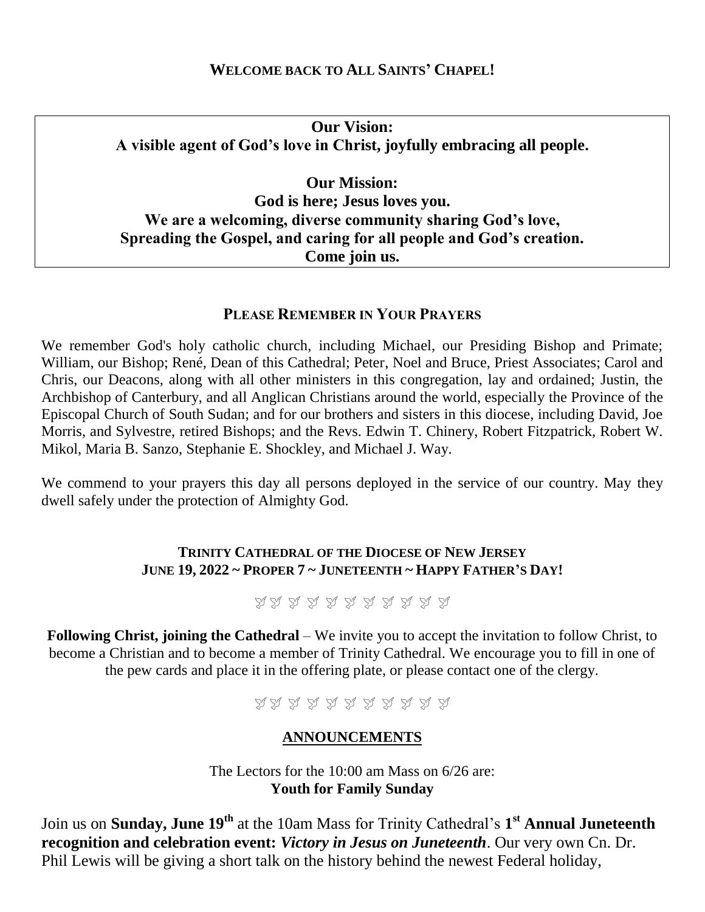## WELCOME BACK TO ALL SAINTS' CHAPEL!

**Our Vision:**
**A visible agent of God's love in Christ, joyfully embracing all people.**

**Our Mission:**
**God is here; Jesus loves you.**
**We are a welcoming, diverse community sharing God's love,**
**Spreading the Gospel, and caring for all people and God's creation.**
**Come join us.**

### PLEASE REMEMBER IN YOUR PRAYERS

We remember God's holy catholic church, including Michael, our Presiding Bishop and Primate; William, our Bishop; René, Dean of this Cathedral; Peter, Noel and Bruce, Priest Associates; Carol and Chris, our Deacons, along with all other ministers in this congregation, lay and ordained; Justin, the Archbishop of Canterbury, and all Anglican Christians around the world, especially the Province of the Episcopal Church of South Sudan; and for our brothers and sisters in this diocese, including David, Joe Morris, and Sylvestre, retired Bishops; and the Revs. Edwin T. Chinery, Robert Fitzpatrick, Robert W. Mikol, Maria B. Sanzo, Stephanie E. Shockley, and Michael J. Way.

We commend to your prayers this day all persons deployed in the service of our country. May they dwell safely under the protection of Almighty God.

### TRINITY CATHEDRAL OF THE DIOCESE OF NEW JERSEY
### JUNE 19, 2022 ~ PROPER 7 ~ JUNETEENTH ~ HAPPY FATHER'S DAY!

**Following Christ, joining the Cathedral** – We invite you to accept the invitation to follow Christ, to become a Christian and to become a member of Trinity Cathedral. We encourage you to fill in one of the pew cards and place it in the offering plate, or please contact one of the clergy.

## ANNOUNCEMENTS

The Lectors for the 10:00 am Mass on 6/26 are:
**Youth for Family Sunday**

Join us on **Sunday, June 19th** at the 10am Mass for Trinity Cathedral's **1st Annual Juneteenth recognition and celebration event:** ***Victory in Jesus on Juneteenth***. Our very own Cn. Dr. Phil Lewis will be giving a short talk on the history behind the newest Federal holiday,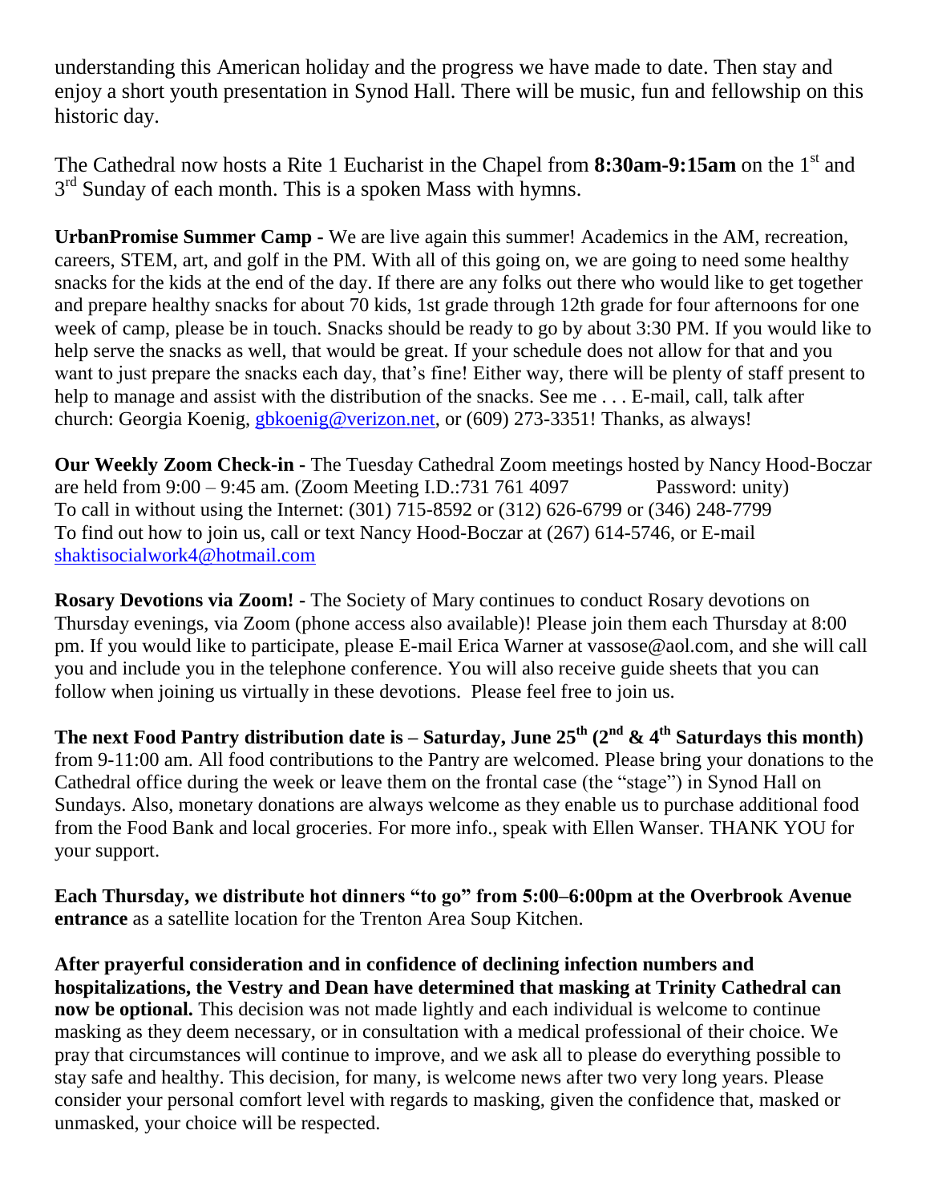understanding this American holiday and the progress we have made to date. Then stay and enjoy a short youth presentation in Synod Hall. There will be music, fun and fellowship on this historic day.

The Cathedral now hosts a Rite 1 Eucharist in the Chapel from **8:30am-9:15am** on the 1st and 3rd Sunday of each month. This is a spoken Mass with hymns.

**UrbanPromise Summer Camp -** We are live again this summer! Academics in the AM, recreation, careers, STEM, art, and golf in the PM. With all of this going on, we are going to need some healthy snacks for the kids at the end of the day. If there are any folks out there who would like to get together and prepare healthy snacks for about 70 kids, 1st grade through 12th grade for four afternoons for one week of camp, please be in touch. Snacks should be ready to go by about 3:30 PM. If you would like to help serve the snacks as well, that would be great. If your schedule does not allow for that and you want to just prepare the snacks each day, that's fine! Either way, there will be plenty of staff present to help to manage and assist with the distribution of the snacks. See me . . . E-mail, call, talk after church: Georgia Koenig, gbkoenig@verizon.net, or (609) 273-3351! Thanks, as always!

**Our Weekly Zoom Check-in -** The Tuesday Cathedral Zoom meetings hosted by Nancy Hood-Boczar are held from 9:00 – 9:45 am. (Zoom Meeting I.D.:731 761 4097 Password: unity)
To call in without using the Internet: (301) 715-8592 or (312) 626-6799 or (346) 248-7799
To find out how to join us, call or text Nancy Hood-Boczar at (267) 614-5746, or E-mail shaktisocialwork4@hotmail.com

**Rosary Devotions via Zoom! -** The Society of Mary continues to conduct Rosary devotions on Thursday evenings, via Zoom (phone access also available)! Please join them each Thursday at 8:00 pm. If you would like to participate, please E-mail Erica Warner at vassose@aol.com, and she will call you and include you in the telephone conference. You will also receive guide sheets that you can follow when joining us virtually in these devotions. Please feel free to join us.

**The next Food Pantry distribution date is – Saturday, June 25th (2nd & 4th Saturdays this month)** from 9-11:00 am. All food contributions to the Pantry are welcomed. Please bring your donations to the Cathedral office during the week or leave them on the frontal case (the "stage") in Synod Hall on Sundays. Also, monetary donations are always welcome as they enable us to purchase additional food from the Food Bank and local groceries. For more info., speak with Ellen Wanser. THANK YOU for your support.

**Each Thursday, we distribute hot dinners "to go" from 5:00–6:00pm at the Overbrook Avenue entrance** as a satellite location for the Trenton Area Soup Kitchen.

**After prayerful consideration and in confidence of declining infection numbers and hospitalizations, the Vestry and Dean have determined that masking at Trinity Cathedral can now be optional.** This decision was not made lightly and each individual is welcome to continue masking as they deem necessary, or in consultation with a medical professional of their choice. We pray that circumstances will continue to improve, and we ask all to please do everything possible to stay safe and healthy. This decision, for many, is welcome news after two very long years. Please consider your personal comfort level with regards to masking, given the confidence that, masked or unmasked, your choice will be respected.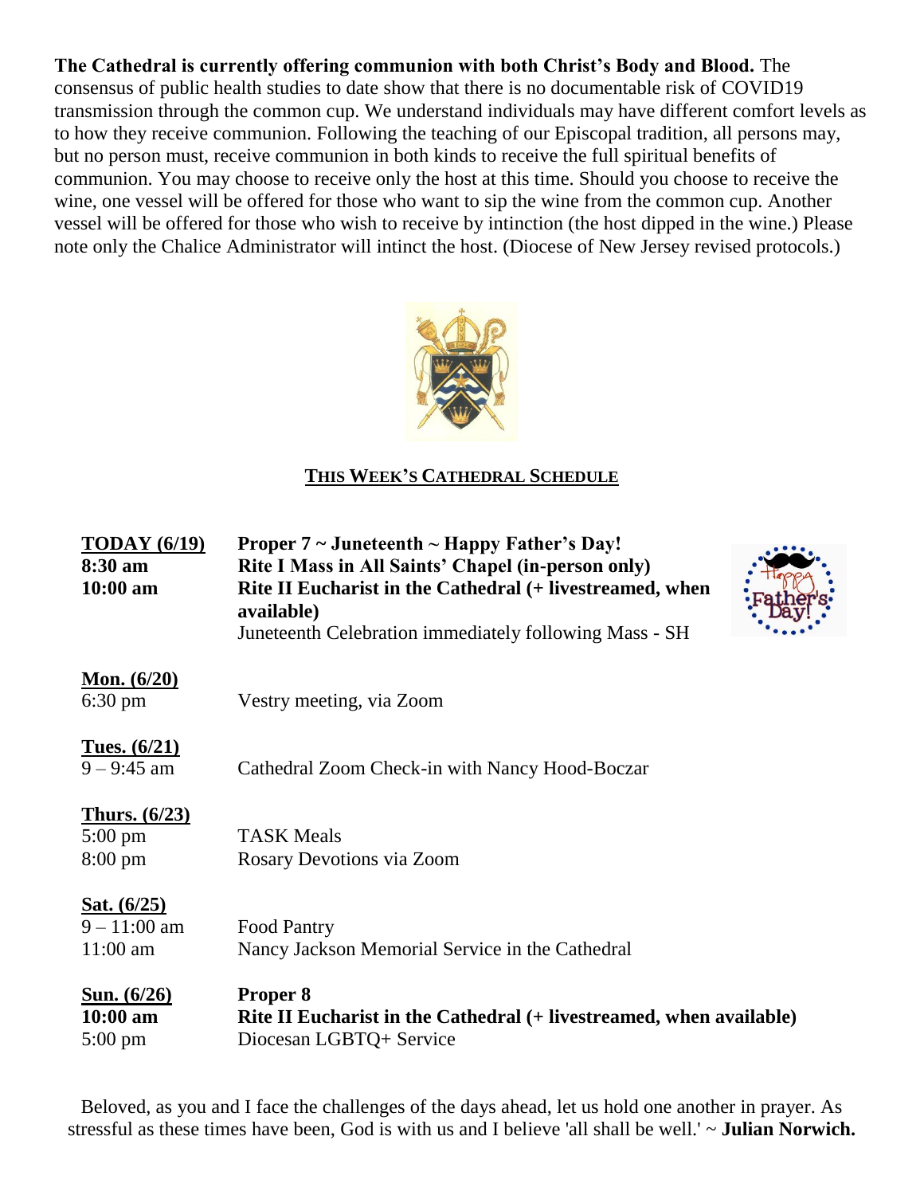**The Cathedral is currently offering communion with both Christ's Body and Blood.** The consensus of public health studies to date show that there is no documentable risk of COVID19 transmission through the common cup. We understand individuals may have different comfort levels as to how they receive communion. Following the teaching of our Episcopal tradition, all persons may, but no person must, receive communion in both kinds to receive the full spiritual benefits of communion. You may choose to receive only the host at this time. Should you choose to receive the wine, one vessel will be offered for those who want to sip the wine from the common cup. Another vessel will be offered for those who wish to receive by intinction (the host dipped in the wine.) Please note only the Chalice Administrator will intinct the host. (Diocese of New Jersey revised protocols.)

## THIS WEEK'S CATHEDRAL SCHEDULE

| | |
|---|---|
| **TODAY (6/19)** | **Proper 7 ~ Juneteenth ~ Happy Father's Day!** |
| **8:30 am** | **Rite I Mass in All Saints' Chapel (in-person only)** |
| **10:00 am** | **Rite II Eucharist in the Cathedral (+ livestreamed, when available)** |
| | Juneteenth Celebration immediately following Mass - SH |
| **Mon. (6/20)** | |
| 6:30 pm | Vestry meeting, via Zoom |
| **Tues. (6/21)** | |
| 9 – 9:45 am | Cathedral Zoom Check-in with Nancy Hood-Boczar |
| **Thurs. (6/23)** | |
| 5:00 pm | TASK Meals |
| 8:00 pm | Rosary Devotions via Zoom |
| **Sat. (6/25)** | |
| 9 – 11:00 am | Food Pantry |
| 11:00 am | Nancy Jackson Memorial Service in the Cathedral |
| **Sun. (6/26)** | **Proper 8** |
| **10:00 am** | **Rite II Eucharist in the Cathedral (+ livestreamed, when available)** |
| 5:00 pm | Diocesan LGBTQ+ Service |

Beloved, as you and I face the challenges of the days ahead, let us hold one another in prayer. As stressful as these times have been, God is with us and I believe 'all shall be well.' ~ **Julian Norwich.**